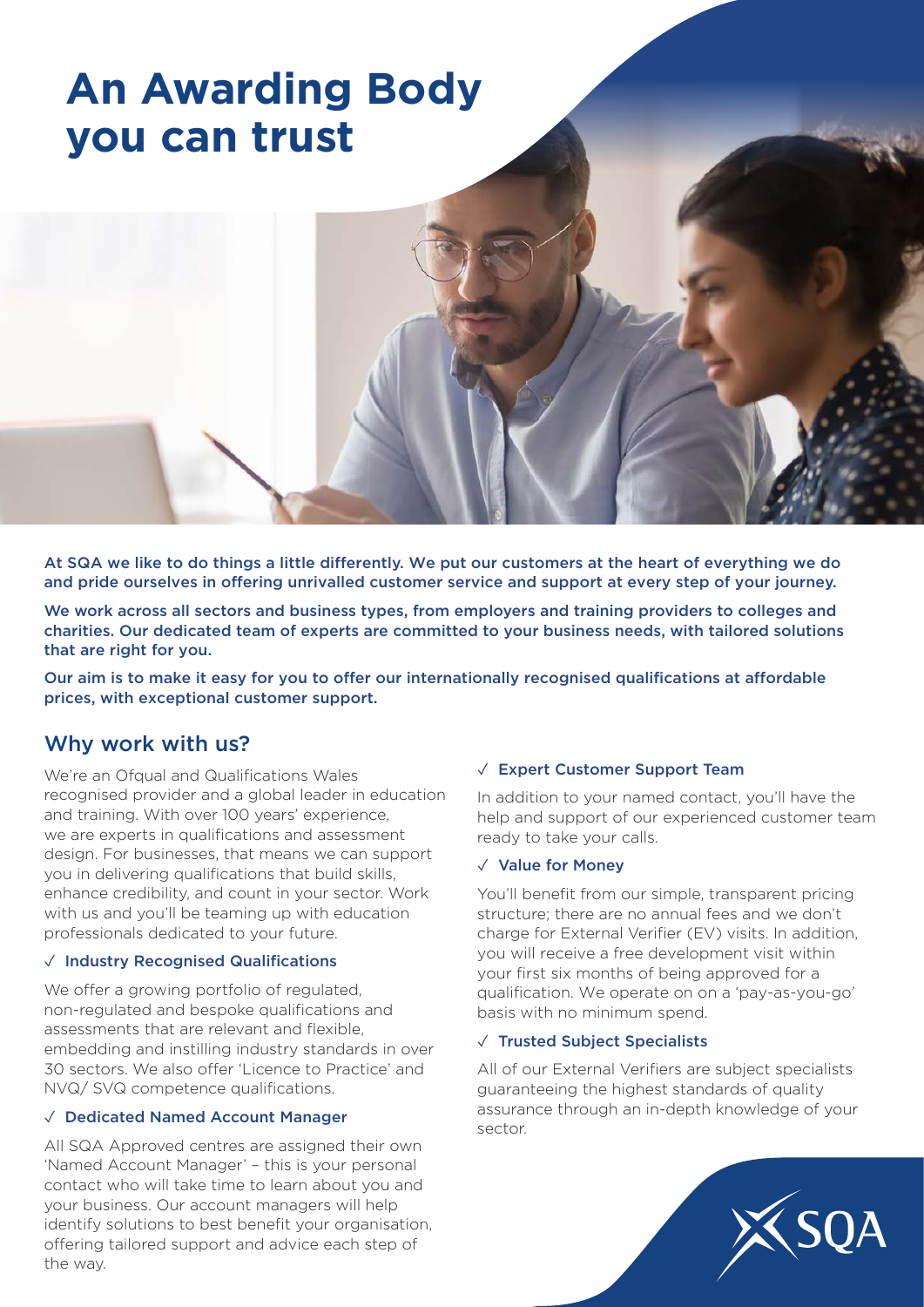# An Awarding Body you can trust

**At SQA we like to do things a little differently. We put our customers at the heart of everything we do and pride ourselves in offering unrivalled customer service and support at every step of your journey.**

**We work across all sectors and business types, from employers and training providers to colleges and charities. Our dedicated team of experts are committed to your business needs, with tailored solutions that are right for you.**

**Our aim is to make it easy for you to offer our internationally recognised qualifications at affordable prices, with exceptional customer support.**

## Why work with us?

We're an Ofqual and Qualifications Wales recognised provider and a global leader in education and training. With over 100 years' experience, we are experts in qualifications and assessment design. For businesses, that means we can support you in delivering qualifications that build skills, enhance credibility, and count in your sector. Work with us and you'll be teaming up with education professionals dedicated to your future.

### ✓ Industry Recognised Qualifications

We offer a growing portfolio of regulated, non-regulated and bespoke qualifications and assessments that are relevant and flexible, embedding and instilling industry standards in over 30 sectors. We also offer 'Licence to Practice' and NVQ/ SVQ competence qualifications.

### ✓ Dedicated Named Account Manager

All SQA Approved centres are assigned their own 'Named Account Manager' – this is your personal contact who will take time to learn about you and your business. Our account managers will help identify solutions to best benefit your organisation, offering tailored support and advice each step of the way.

### ✓ Expert Customer Support Team

In addition to your named contact, you'll have the help and support of our experienced customer team ready to take your calls.

### ✓ Value for Money

You'll benefit from our simple, transparent pricing structure; there are no annual fees and we don't charge for External Verifier (EV) visits. In addition, you will receive a free development visit within your first six months of being approved for a qualification. We operate on on a 'pay-as-you-go' basis with no minimum spend.

### ✓ Trusted Subject Specialists

All of our External Verifiers are subject specialists guaranteeing the highest standards of quality assurance through an in-depth knowledge of your sector.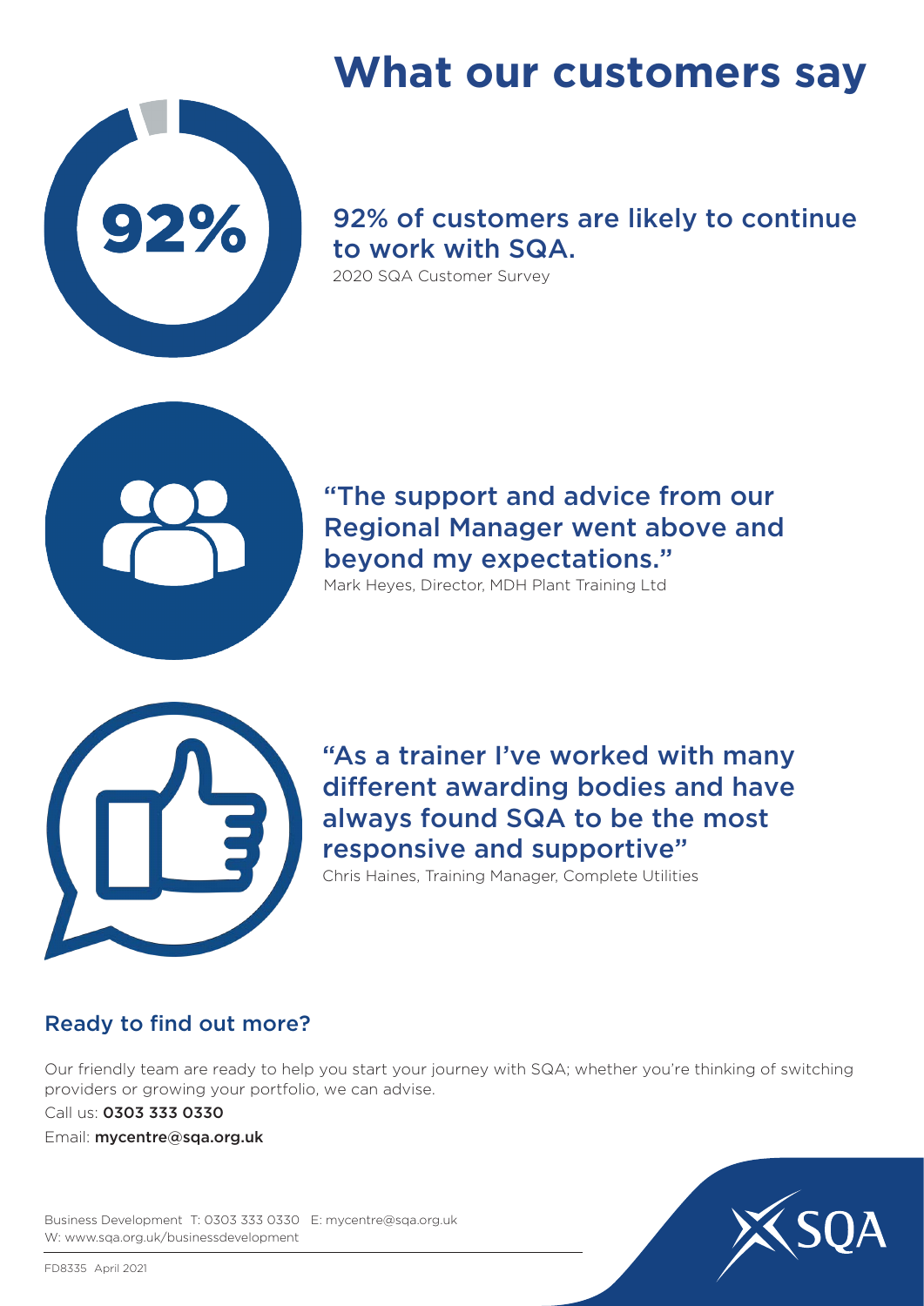# What our customers say

92%

## 92% of customers are likely to continue to work with SQA.

2020 SQA Customer Survey

## "The support and advice from our Regional Manager went above and beyond my expectations."

Mark Heyes, Director, MDH Plant Training Ltd

## "As a trainer I've worked with many different awarding bodies and have always found SQA to be the most responsive and supportive"

Chris Haines, Training Manager, Complete Utilities

## Ready to find out more?

Our friendly team are ready to help you start your journey with SQA; whether you're thinking of switching providers or growing your portfolio, we can advise.

Call us: **0303 333 0330**

Email: **mycentre@sqa.org.uk**

Business Development T: 0303 333 0330 E: mycentre@sqa.org.uk
W: www.sqa.org.uk/businessdevelopment

FD8335 April 2021

SQA